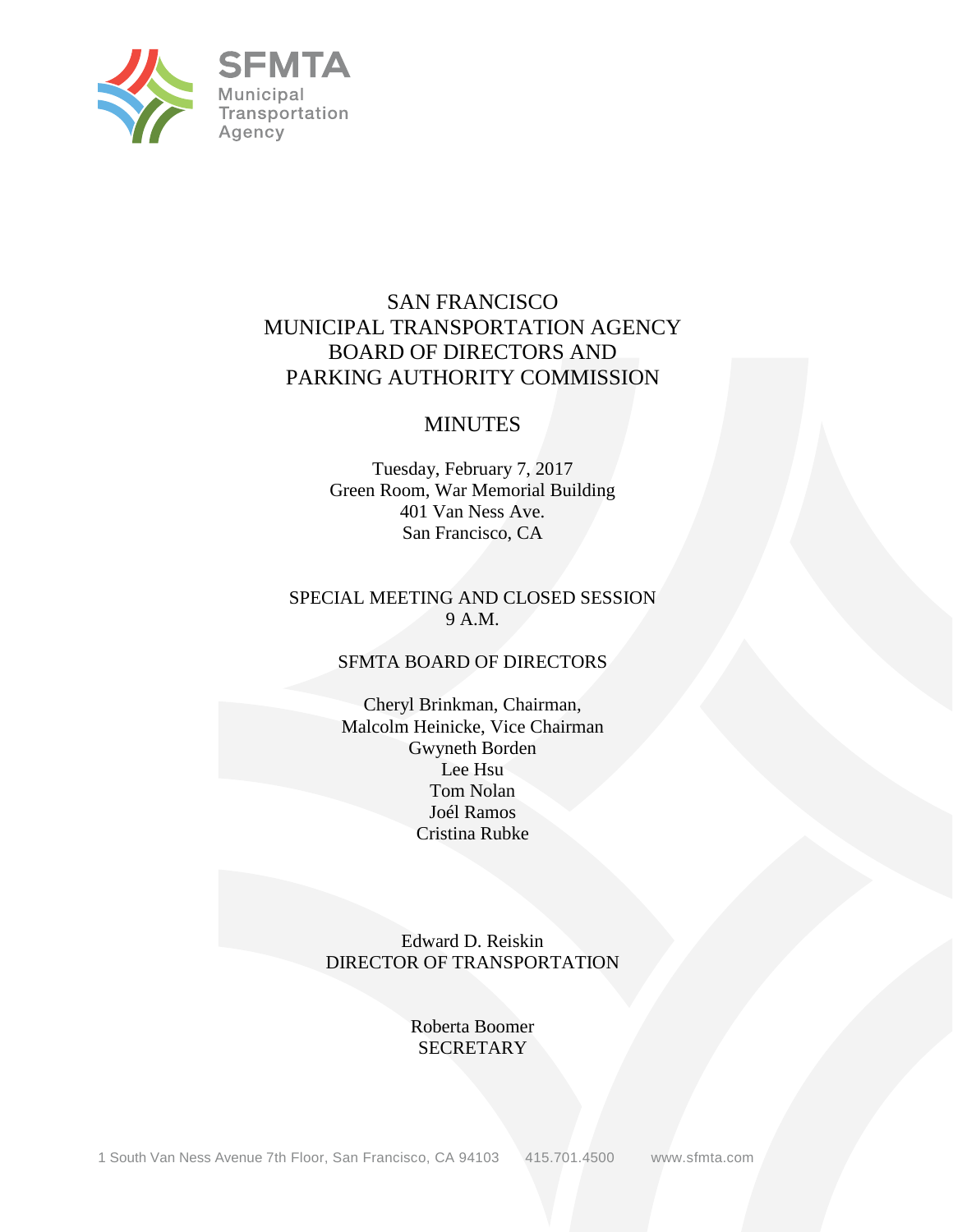SFMTA
Municipal
Transportation
Agency

# SAN FRANCISCO MUNICIPAL TRANSPORTATION AGENCY BOARD OF DIRECTORS AND PARKING AUTHORITY COMMISSION

## MINUTES

Tuesday, February 7, 2017
Green Room, War Memorial Building
401 Van Ness Ave.
San Francisco, CA

SPECIAL MEETING AND CLOSED SESSION
9 A.M.

SFMTA BOARD OF DIRECTORS

Cheryl Brinkman, Chairman,
Malcolm Heinicke, Vice Chairman
Gwyneth Borden
Lee Hsu
Tom Nolan
Joél Ramos
Cristina Rubke

Edward D. Reiskin
DIRECTOR OF TRANSPORTATION

Roberta Boomer
SECRETARY

1 South Van Ness Avenue 7th Floor, San Francisco, CA 94103 415.701.4500 www.sfmta.com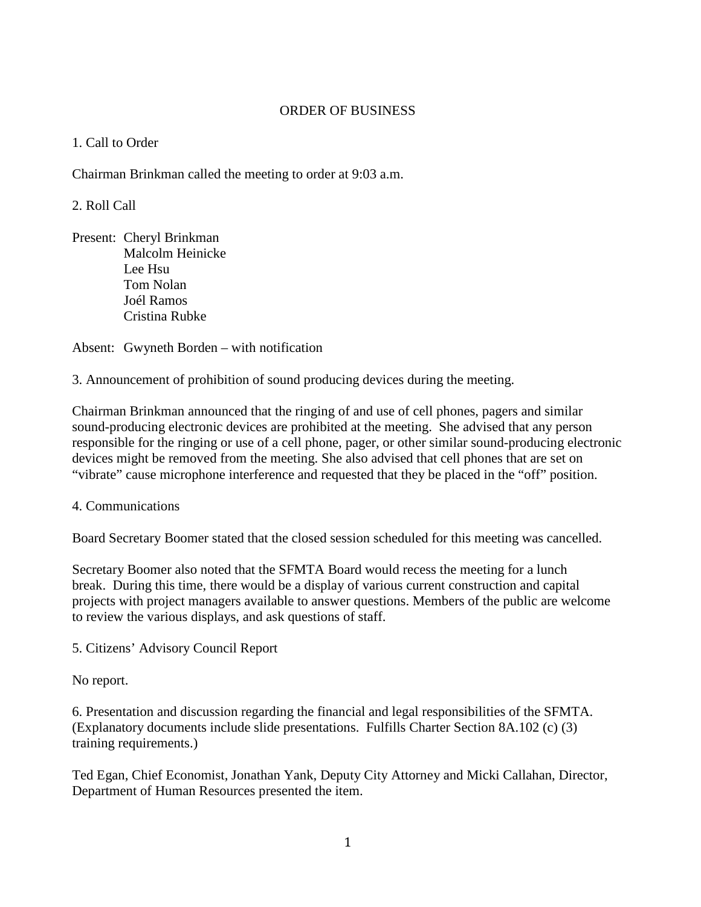ORDER OF BUSINESS

1. Call to Order

Chairman Brinkman called the meeting to order at 9:03 a.m.

2. Roll Call

Present: Cheryl Brinkman
Malcolm Heinicke
Lee Hsu
Tom Nolan
Joél Ramos
Cristina Rubke

Absent: Gwyneth Borden – with notification

3. Announcement of prohibition of sound producing devices during the meeting.

Chairman Brinkman announced that the ringing of and use of cell phones, pagers and similar sound-producing electronic devices are prohibited at the meeting. She advised that any person responsible for the ringing or use of a cell phone, pager, or other similar sound-producing electronic devices might be removed from the meeting. She also advised that cell phones that are set on "vibrate" cause microphone interference and requested that they be placed in the "off" position.

4. Communications

Board Secretary Boomer stated that the closed session scheduled for this meeting was cancelled.

Secretary Boomer also noted that the SFMTA Board would recess the meeting for a lunch break. During this time, there would be a display of various current construction and capital projects with project managers available to answer questions. Members of the public are welcome to review the various displays, and ask questions of staff.

5. Citizens' Advisory Council Report

No report.

6. Presentation and discussion regarding the financial and legal responsibilities of the SFMTA. (Explanatory documents include slide presentations. Fulfills Charter Section 8A.102 (c) (3) training requirements.)

Ted Egan, Chief Economist, Jonathan Yank, Deputy City Attorney and Micki Callahan, Director, Department of Human Resources presented the item.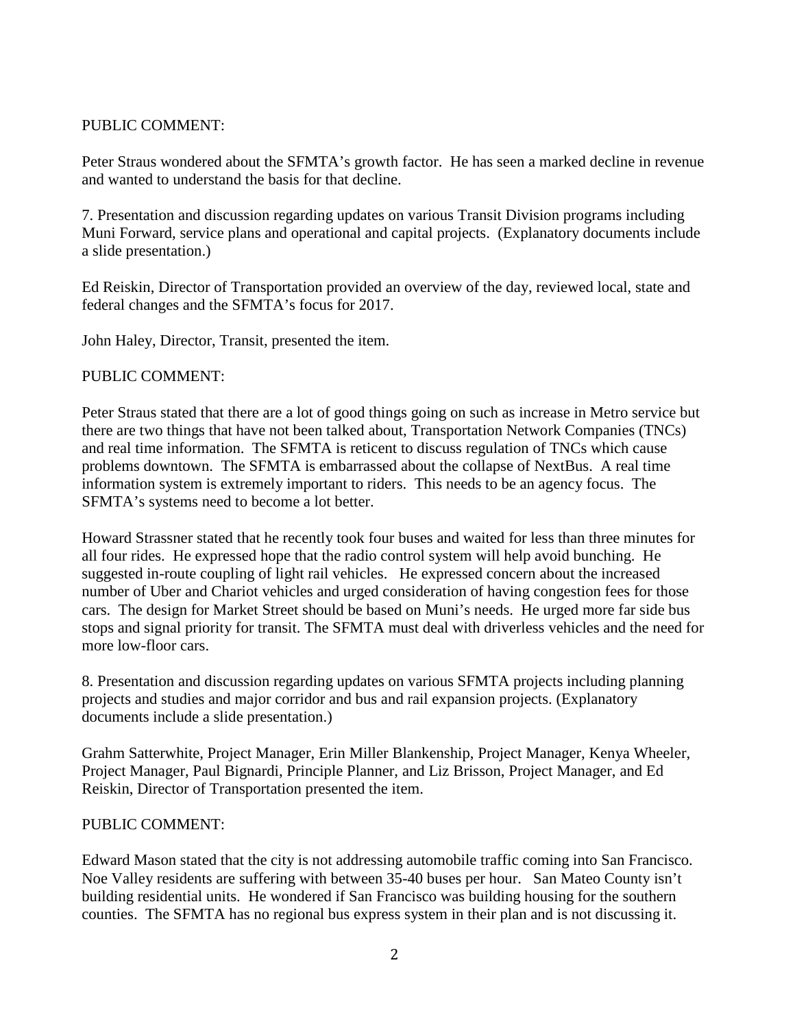PUBLIC COMMENT:

Peter Straus wondered about the SFMTA's growth factor. He has seen a marked decline in revenue and wanted to understand the basis for that decline.

7. Presentation and discussion regarding updates on various Transit Division programs including Muni Forward, service plans and operational and capital projects. (Explanatory documents include a slide presentation.)

Ed Reiskin, Director of Transportation provided an overview of the day, reviewed local, state and federal changes and the SFMTA's focus for 2017.

John Haley, Director, Transit, presented the item.

PUBLIC COMMENT:

Peter Straus stated that there are a lot of good things going on such as increase in Metro service but there are two things that have not been talked about, Transportation Network Companies (TNCs) and real time information. The SFMTA is reticent to discuss regulation of TNCs which cause problems downtown. The SFMTA is embarrassed about the collapse of NextBus. A real time information system is extremely important to riders. This needs to be an agency focus. The SFMTA's systems need to become a lot better.

Howard Strassner stated that he recently took four buses and waited for less than three minutes for all four rides. He expressed hope that the radio control system will help avoid bunching. He suggested in-route coupling of light rail vehicles. He expressed concern about the increased number of Uber and Chariot vehicles and urged consideration of having congestion fees for those cars. The design for Market Street should be based on Muni's needs. He urged more far side bus stops and signal priority for transit. The SFMTA must deal with driverless vehicles and the need for more low-floor cars.

8. Presentation and discussion regarding updates on various SFMTA projects including planning projects and studies and major corridor and bus and rail expansion projects. (Explanatory documents include a slide presentation.)

Grahm Satterwhite, Project Manager, Erin Miller Blankenship, Project Manager, Kenya Wheeler, Project Manager, Paul Bignardi, Principle Planner, and Liz Brisson, Project Manager, and Ed Reiskin, Director of Transportation presented the item.

PUBLIC COMMENT:

Edward Mason stated that the city is not addressing automobile traffic coming into San Francisco. Noe Valley residents are suffering with between 35-40 buses per hour. San Mateo County isn't building residential units. He wondered if San Francisco was building housing for the southern counties. The SFMTA has no regional bus express system in their plan and is not discussing it.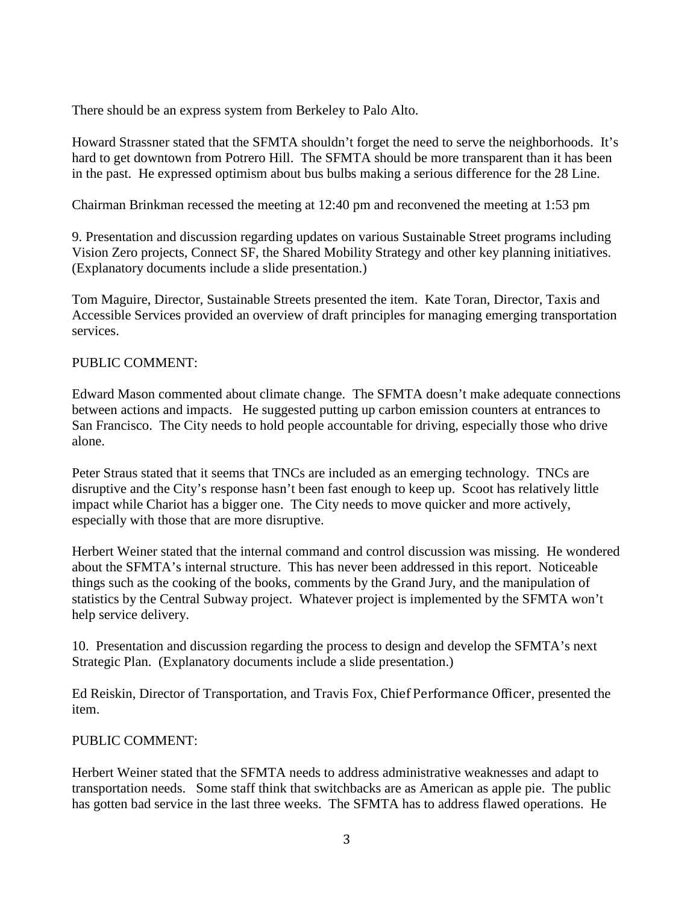There should be an express system from Berkeley to Palo Alto.

Howard Strassner stated that the SFMTA shouldn't forget the need to serve the neighborhoods. It's hard to get downtown from Potrero Hill. The SFMTA should be more transparent than it has been in the past. He expressed optimism about bus bulbs making a serious difference for the 28 Line.

Chairman Brinkman recessed the meeting at 12:40 pm and reconvened the meeting at 1:53 pm

9. Presentation and discussion regarding updates on various Sustainable Street programs including Vision Zero projects, Connect SF, the Shared Mobility Strategy and other key planning initiatives. (Explanatory documents include a slide presentation.)

Tom Maguire, Director, Sustainable Streets presented the item. Kate Toran, Director, Taxis and Accessible Services provided an overview of draft principles for managing emerging transportation services.

PUBLIC COMMENT:

Edward Mason commented about climate change. The SFMTA doesn't make adequate connections between actions and impacts. He suggested putting up carbon emission counters at entrances to San Francisco. The City needs to hold people accountable for driving, especially those who drive alone.

Peter Straus stated that it seems that TNCs are included as an emerging technology. TNCs are disruptive and the City's response hasn't been fast enough to keep up. Scoot has relatively little impact while Chariot has a bigger one. The City needs to move quicker and more actively, especially with those that are more disruptive.

Herbert Weiner stated that the internal command and control discussion was missing. He wondered about the SFMTA's internal structure. This has never been addressed in this report. Noticeable things such as the cooking of the books, comments by the Grand Jury, and the manipulation of statistics by the Central Subway project. Whatever project is implemented by the SFMTA won't help service delivery.

10. Presentation and discussion regarding the process to design and develop the SFMTA's next Strategic Plan. (Explanatory documents include a slide presentation.)

Ed Reiskin, Director of Transportation, and Travis Fox, Chief Performance Officer, presented the item.

PUBLIC COMMENT:

Herbert Weiner stated that the SFMTA needs to address administrative weaknesses and adapt to transportation needs. Some staff think that switchbacks are as American as apple pie. The public has gotten bad service in the last three weeks. The SFMTA has to address flawed operations. He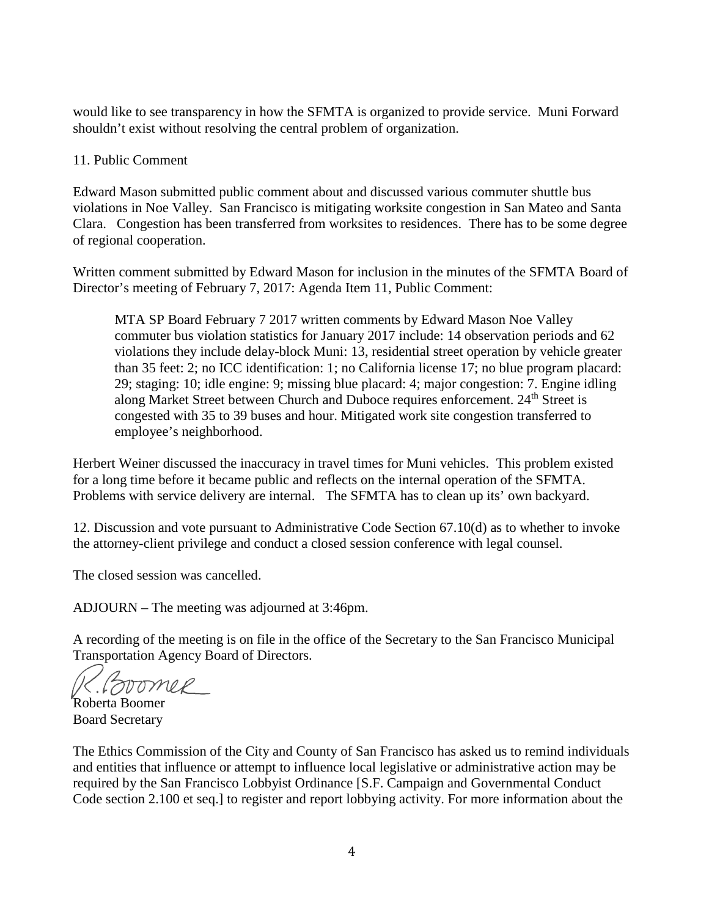would like to see transparency in how the SFMTA is organized to provide service. Muni Forward shouldn't exist without resolving the central problem of organization.

11. Public Comment

Edward Mason submitted public comment about and discussed various commuter shuttle bus violations in Noe Valley. San Francisco is mitigating worksite congestion in San Mateo and Santa Clara. Congestion has been transferred from worksites to residences. There has to be some degree of regional cooperation.

Written comment submitted by Edward Mason for inclusion in the minutes of the SFMTA Board of Director's meeting of February 7, 2017: Agenda Item 11, Public Comment:

> MTA SP Board February 7 2017 written comments by Edward Mason Noe Valley commuter bus violation statistics for January 2017 include: 14 observation periods and 62 violations they include delay-block Muni: 13, residential street operation by vehicle greater than 35 feet: 2; no ICC identification: 1; no California license 17; no blue program placard: 29; staging: 10; idle engine: 9; missing blue placard: 4; major congestion: 7. Engine idling along Market Street between Church and Duboce requires enforcement. 24th Street is congested with 35 to 39 buses and hour. Mitigated work site congestion transferred to employee's neighborhood.

Herbert Weiner discussed the inaccuracy in travel times for Muni vehicles. This problem existed for a long time before it became public and reflects on the internal operation of the SFMTA. Problems with service delivery are internal. The SFMTA has to clean up its' own backyard.

12. Discussion and vote pursuant to Administrative Code Section 67.10(d) as to whether to invoke the attorney-client privilege and conduct a closed session conference with legal counsel.

The closed session was cancelled.

ADJOURN – The meeting was adjourned at 3:46pm.

A recording of the meeting is on file in the office of the Secretary to the San Francisco Municipal Transportation Agency Board of Directors.

R. Boomer

Roberta Boomer
Board Secretary

The Ethics Commission of the City and County of San Francisco has asked us to remind individuals and entities that influence or attempt to influence local legislative or administrative action may be required by the San Francisco Lobbyist Ordinance [S.F. Campaign and Governmental Conduct Code section 2.100 et seq.] to register and report lobbying activity. For more information about the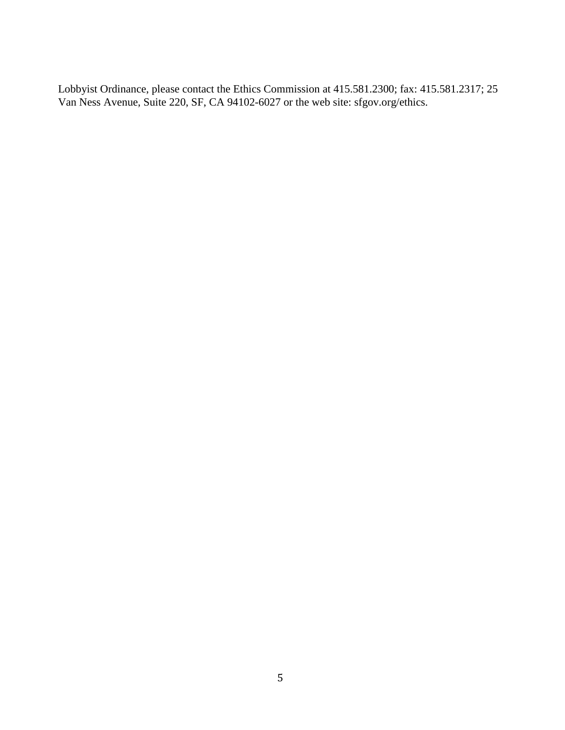Lobbyist Ordinance, please contact the Ethics Commission at 415.581.2300; fax: 415.581.2317; 25 Van Ness Avenue, Suite 220, SF, CA 94102-6027 or the web site: sfgov.org/ethics.